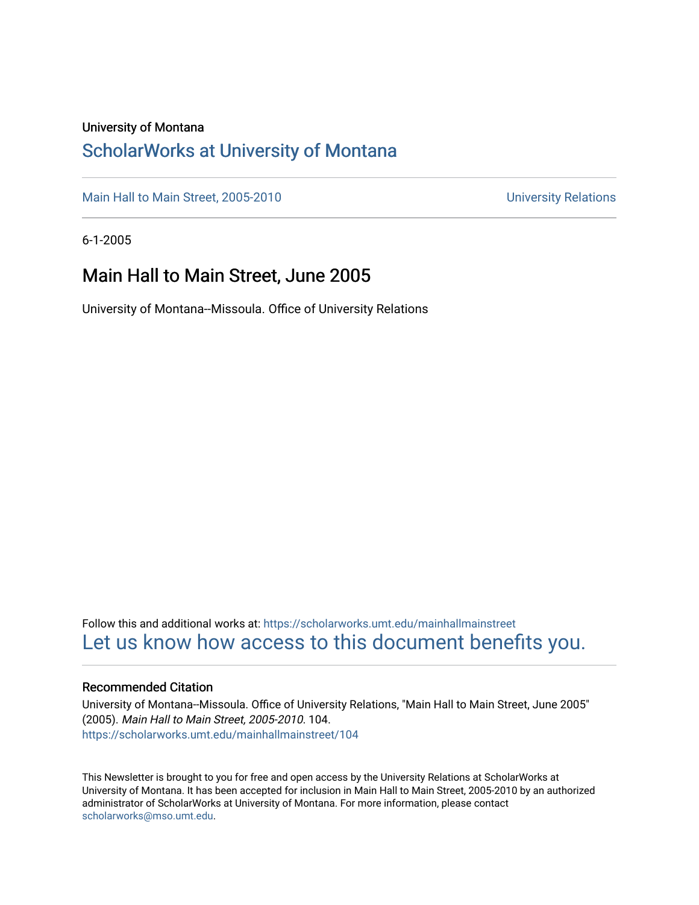University of Montana

# ScholarWorks at University of Montana

Main Hall to Main Street, 2005-2010 | University Relations

6-1-2005

## Main Hall to Main Street, June 2005

University of Montana--Missoula. Office of University Relations

Follow this and additional works at: https://scholarworks.umt.edu/mainhallmainstreet

Let us know how access to this document benefits you.

### Recommended Citation

University of Montana--Missoula. Office of University Relations, "Main Hall to Main Street, June 2005" (2005). *Main Hall to Main Street, 2005-2010*. 104.
https://scholarworks.umt.edu/mainhallmainstreet/104

This Newsletter is brought to you for free and open access by the University Relations at ScholarWorks at University of Montana. It has been accepted for inclusion in Main Hall to Main Street, 2005-2010 by an authorized administrator of ScholarWorks at University of Montana. For more information, please contact scholarworks@mso.umt.edu.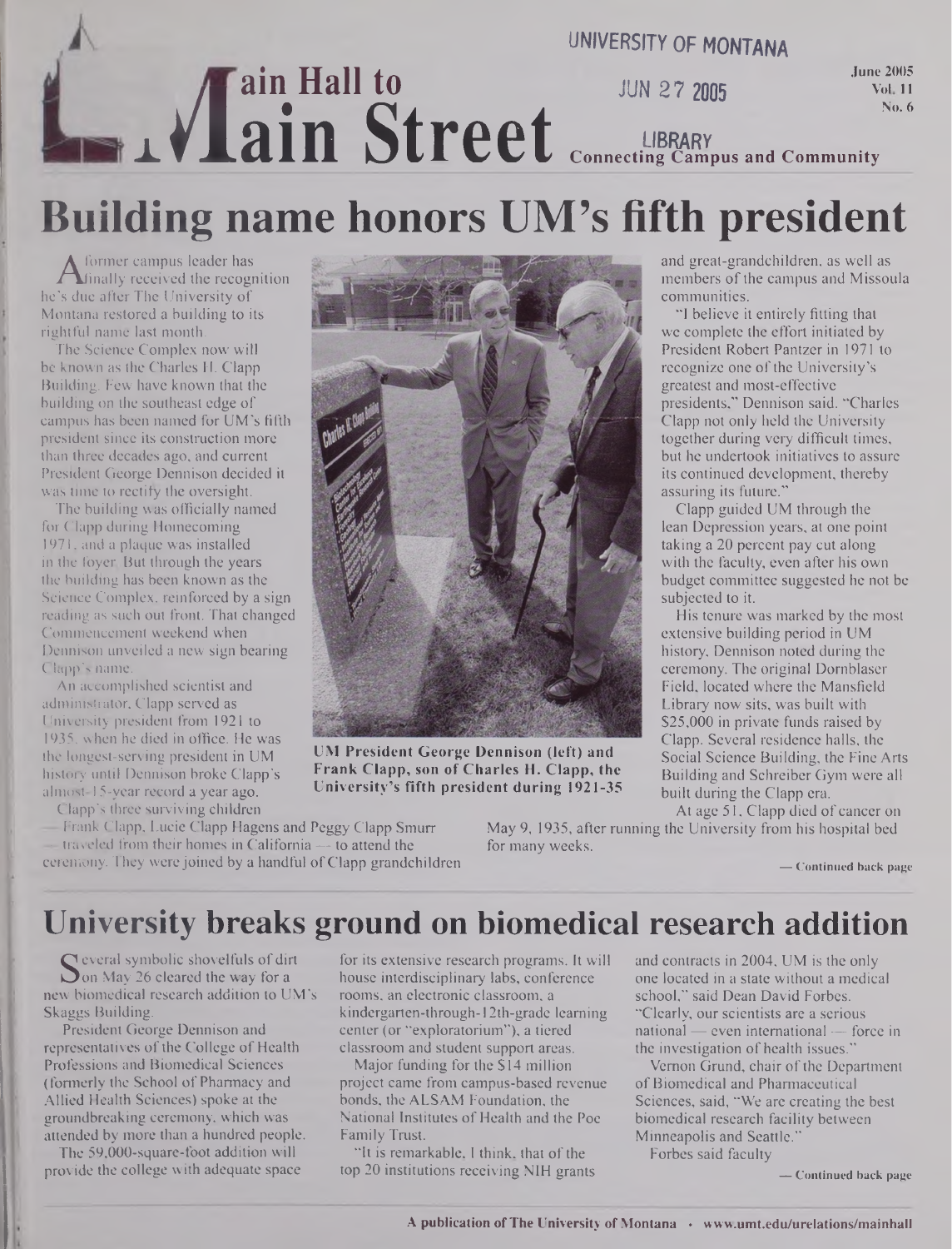UNIVERSITY OF MONTANA

# Main Hall to Main Street

JUN 27 2005

LIBRARY

**Connecting Campus and Community**

June 2005
Vol. 11
No. 6

# Building name honors UM's fifth president

A former campus leader has finally received the recognition he's due after The University of Montana restored a building to its rightful name last month.

The Science Complex now will be known as the Charles H. Clapp Building. Few have known that the building on the southeast edge of campus has been named for UM's fifth president since its construction more than three decades ago, and current President George Dennison decided it was time to rectify the oversight.

The building was officially named for Clapp during Homecoming 1971, and a plaque was installed in the foyer. But through the years the building has been known as the Science Complex, reinforced by a sign reading as such out front. That changed Commencement weekend when Dennison unveiled a new sign bearing Clapp's name.

An accomplished scientist and administrator, Clapp served as University president from 1921 to 1935, when he died in office. He was the longest-serving president in UM history until Dennison broke Clapp's almost-15-year record a year ago.

Clapp's three surviving children — Frank Clapp, Lucie Clapp Hagens and Peggy Clapp Smurr — traveled from their homes in California — to attend the ceremony. They were joined by a handful of Clapp grandchildren and great-grandchildren, as well as members of the campus and Missoula communities.

**UM President George Dennison (left) and Frank Clapp, son of Charles H. Clapp, the University's fifth president during 1921-35**

"I believe it entirely fitting that we complete the effort initiated by President Robert Pantzer in 1971 to recognize one of the University's greatest and most-effective presidents," Dennison said. "Charles Clapp not only held the University together during very difficult times, but he undertook initiatives to assure its continued development, thereby assuring its future."

Clapp guided UM through the lean Depression years, at one point taking a 20 percent pay cut along with the faculty, even after his own budget committee suggested he not be subjected to it.

His tenure was marked by the most extensive building period in UM history, Dennison noted during the ceremony. The original Dornblaser Field, located where the Mansfield Library now sits, was built with $25,000 in private funds raised by Clapp. Several residence halls, the Social Science Building, the Fine Arts Building and Schreiber Gym were all built during the Clapp era.

At age 51, Clapp died of cancer on May 9, 1935, after running the University from his hospital bed for many weeks.

— Continued back page

# University breaks ground on biomedical research addition

Several symbolic shovelfuls of dirt on May 26 cleared the way for a new biomedical research addition to UM's Skaggs Building.

President George Dennison and representatives of the College of Health Professions and Biomedical Sciences (formerly the School of Pharmacy and Allied Health Sciences) spoke at the groundbreaking ceremony, which was attended by more than a hundred people.

The 59,000-square-foot addition will provide the college with adequate space for its extensive research programs. It will house interdisciplinary labs, conference rooms, an electronic classroom, a kindergarten-through-12th-grade learning center (or "exploratorium"), a tiered classroom and student support areas.

Major funding for the $14 million project came from campus-based revenue bonds, the ALSAM Foundation, the National Institutes of Health and the Poe Family Trust.

"It is remarkable, I think, that of the top 20 institutions receiving NIH grants and contracts in 2004, UM is the only one located in a state without a medical school," said Dean David Forbes. "Clearly, our scientists are a serious national — even international — force in the investigation of health issues."

Vernon Grund, chair of the Department of Biomedical and Pharmaceutical Sciences, said, "We are creating the best biomedical research facility between Minneapolis and Seattle."

Forbes said faculty

— Continued back page

A publication of The University of Montana • www.umt.edu/urelations/mainhall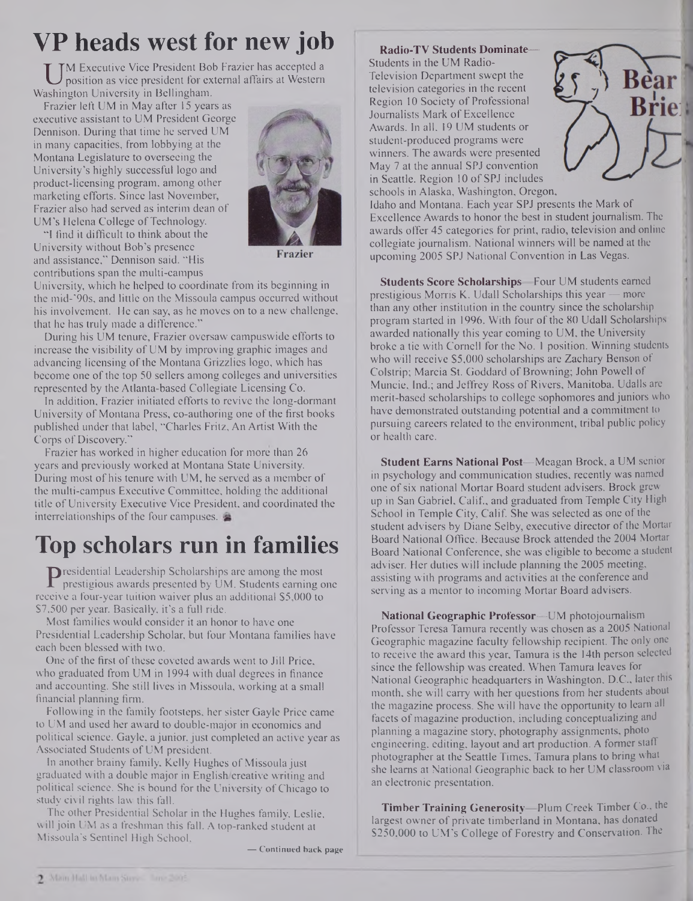# VP heads west for new job

UM Executive Vice President Bob Frazier has accepted a position as vice president for external affairs at Western Washington University in Bellingham.

Frazier left UM in May after 15 years as executive assistant to UM President George Dennison. During that time he served UM in many capacities, from lobbying at the Montana Legislature to overseeing the University's highly successful logo and product-licensing program, among other marketing efforts. Since last November, Frazier also had served as interim dean of UM's Helena College of Technology.

Frazier

"I find it difficult to think about the University without Bob's presence and assistance," Dennison said. "His contributions span the multi-campus University, which he helped to coordinate from its beginning in the mid-'90s, and little on the Missoula campus occurred without his involvement. He can say, as he moves on to a new challenge, that he has truly made a difference."

During his UM tenure, Frazier oversaw campuswide efforts to increase the visibility of UM by improving graphic images and advancing licensing of the Montana Grizzlies logo, which has become one of the top 50 sellers among colleges and universities represented by the Atlanta-based Collegiate Licensing Co.

In addition, Frazier initiated efforts to revive the long-dormant University of Montana Press, co-authoring one of the first books published under that label, "Charles Fritz, An Artist With the Corps of Discovery."

Frazier has worked in higher education for more than 26 years and previously worked at Montana State University. During most of his tenure with UM, he served as a member of the multi-campus Executive Committee, holding the additional title of University Executive Vice President, and coordinated the interrelationships of the four campuses.

# Top scholars run in families

Presidential Leadership Scholarships are among the most prestigious awards presented by UM. Students earning one receive a four-year tuition waiver plus an additional $5,000 to $7,500 per year. Basically, it's a full ride.

Most families would consider it an honor to have one Presidential Leadership Scholar, but four Montana families have each been blessed with two.

One of the first of these coveted awards went to Jill Price, who graduated from UM in 1994 with dual degrees in finance and accounting. She still lives in Missoula, working at a small financial planning firm.

Following in the family footsteps, her sister Gayle Price came to UM and used her award to double-major in economics and political science. Gayle, a junior, just completed an active year as Associated Students of UM president.

In another brainy family, Kelly Hughes of Missoula just graduated with a double major in English/creative writing and political science. She is bound for the University of Chicago to study civil rights law this fall.

The other Presidential Scholar in the Hughes family, Leslie, will join UM as a freshman this fall. A top-ranked student at Missoula's Sentinel High School,

— Continued back page

## Bear Briefs

**Radio-TV Students Dominate**—Students in the UM Radio-Television Department swept the television categories in the recent Region 10 Society of Professional Journalists Mark of Excellence Awards. In all, 19 UM students or student-produced programs were winners. The awards were presented May 7 at the annual SPJ convention in Seattle. Region 10 of SPJ includes schools in Alaska, Washington, Oregon, Idaho and Montana. Each year SPJ presents the Mark of Excellence Awards to honor the best in student journalism. The awards offer 45 categories for print, radio, television and online collegiate journalism. National winners will be named at the upcoming 2005 SPJ National Convention in Las Vegas.

**Students Score Scholarships**—Four UM students earned prestigious Morris K. Udall Scholarships this year — more than any other institution in the country since the scholarship program started in 1996. With four of the 80 Udall Scholarships awarded nationally this year coming to UM, the University broke a tie with Cornell for the No. 1 position. Winning students who will receive $5,000 scholarships are Zachary Benson of Colstrip; Marcia St. Goddard of Browning; John Powell of Muncie, Ind.; and Jeffrey Ross of Rivers, Manitoba. Udalls are merit-based scholarships to college sophomores and juniors who have demonstrated outstanding potential and a commitment to pursuing careers related to the environment, tribal public policy or health care.

**Student Earns National Post**—Meagan Brock, a UM senior in psychology and communication studies, recently was named one of six national Mortar Board student advisers. Brock grew up in San Gabriel, Calif., and graduated from Temple City High School in Temple City, Calif. She was selected as one of the student advisers by Diane Selby, executive director of the Mortar Board National Office. Because Brock attended the 2004 Mortar Board National Conference, she was eligible to become a student adviser. Her duties will include planning the 2005 meeting, assisting with programs and activities at the conference and serving as a mentor to incoming Mortar Board advisers.

**National Geographic Professor**—UM photojournalism Professor Teresa Tamura recently was chosen as a 2005 National Geographic magazine faculty fellowship recipient. The only one to receive the award this year, Tamura is the 14th person selected since the fellowship was created. When Tamura leaves for National Geographic headquarters in Washington, D.C., later this month, she will carry with her questions from her students about the magazine process. She will have the opportunity to learn all facets of magazine production, including conceptualizing and planning a magazine story, photography assignments, photo engineering, editing, layout and art production. A former staff photographer at the Seattle Times, Tamura plans to bring what she learns at National Geographic back to her UM classroom via an electronic presentation.

**Timber Training Generosity**—Plum Creek Timber Co., the largest owner of private timberland in Montana, has donated $250,000 to UM's College of Forestry and Conservation. The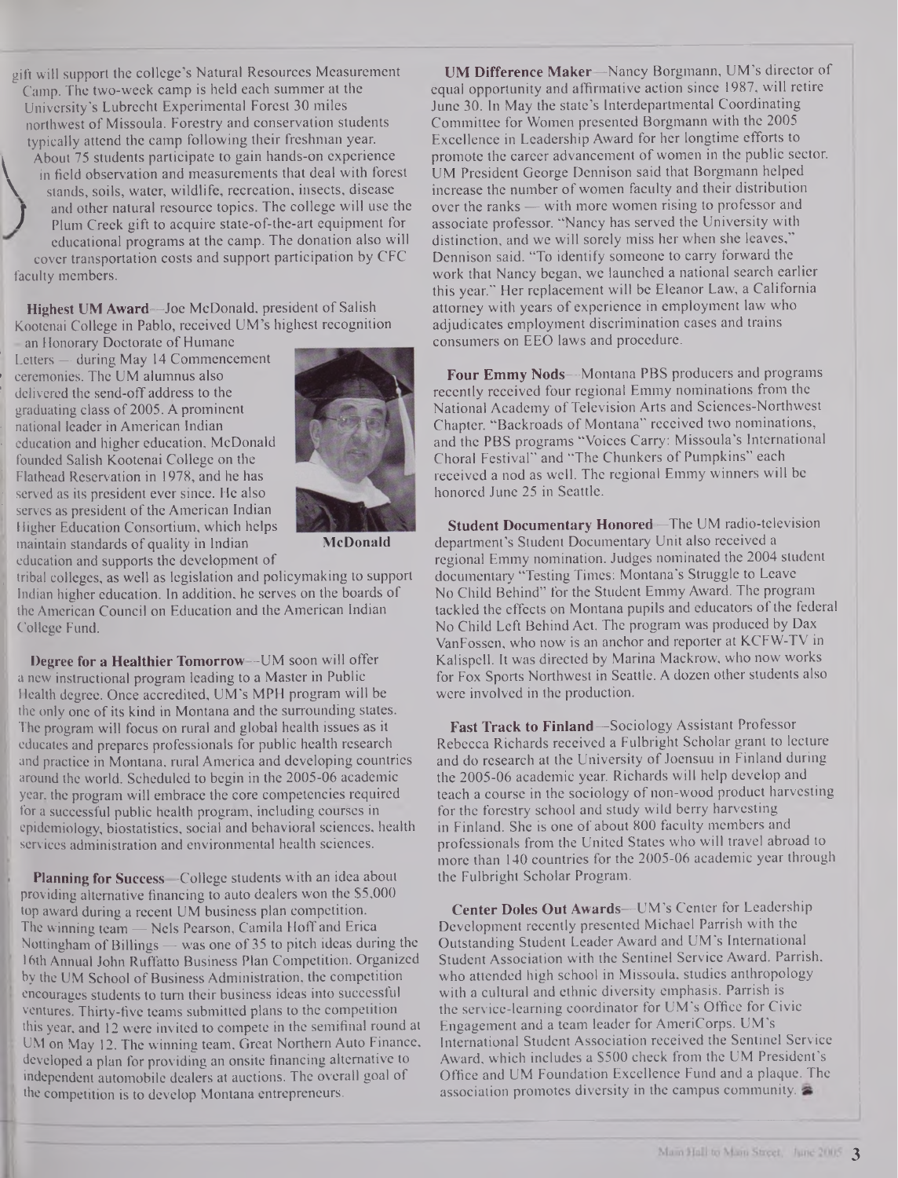gift will support the college's Natural Resources Measurement Camp. The two-week camp is held each summer at the University's Lubrecht Experimental Forest 30 miles northwest of Missoula. Forestry and conservation students typically attend the camp following their freshman year. About 75 students participate to gain hands-on experience in field observation and measurements that deal with forest stands, soils, water, wildlife, recreation, insects, disease and other natural resource topics. The college will use the Plum Creek gift to acquire state-of-the-art equipment for educational programs at the camp. The donation also will cover transportation costs and support participation by CFC faculty members.

**Highest UM Award**—Joe McDonald, president of Salish Kootenai College in Pablo, received UM's highest recognition—an Honorary Doctorate of Humane Letters—during May 14 Commencement ceremonies. The UM alumnus also delivered the send-off address to the graduating class of 2005. A prominent national leader in American Indian education and higher education, McDonald founded Salish Kootenai College on the Flathead Reservation in 1978, and he has served as its president ever since. He also serves as president of the American Indian Higher Education Consortium, which helps maintain standards of quality in Indian education and supports the development of tribal colleges, as well as legislation and policymaking to support Indian higher education. In addition, he serves on the boards of the American Council on Education and the American Indian College Fund.

**McDonald**

**Degree for a Healthier Tomorrow**—UM soon will offer a new instructional program leading to a Master in Public Health degree. Once accredited, UM's MPH program will be the only one of its kind in Montana and the surrounding states. The program will focus on rural and global health issues as it educates and prepares professionals for public health research and practice in Montana, rural America and developing countries around the world. Scheduled to begin in the 2005-06 academic year, the program will embrace the core competencies required for a successful public health program, including courses in epidemiology, biostatistics, social and behavioral sciences, health services administration and environmental health sciences.

**Planning for Success**—College students with an idea about providing alternative financing to auto dealers won the $5,000 top award during a recent UM business plan competition. The winning team — Nels Pearson, Camila Hoff and Erica Nottingham of Billings — was one of 35 to pitch ideas during the 16th Annual John Ruffatto Business Plan Competition. Organized by the UM School of Business Administration, the competition encourages students to turn their business ideas into successful ventures. Thirty-five teams submitted plans to the competition this year, and 12 were invited to compete in the semifinal round at UM on May 12. The winning team, Great Northern Auto Finance, developed a plan for providing an onsite financing alternative to independent automobile dealers at auctions. The overall goal of the competition is to develop Montana entrepreneurs.

**UM Difference Maker**—Nancy Borgmann, UM's director of equal opportunity and affirmative action since 1987, will retire June 30. In May the state's Interdepartmental Coordinating Committee for Women presented Borgmann with the 2005 Excellence in Leadership Award for her longtime efforts to promote the career advancement of women in the public sector. UM President George Dennison said that Borgmann helped increase the number of women faculty and their distribution over the ranks — with more women rising to professor and associate professor. "Nancy has served the University with distinction, and we will sorely miss her when she leaves," Dennison said. "To identify someone to carry forward the work that Nancy began, we launched a national search earlier this year." Her replacement will be Eleanor Law, a California attorney with years of experience in employment law who adjudicates employment discrimination cases and trains consumers on EEO laws and procedure.

**Four Emmy Nods**—Montana PBS producers and programs recently received four regional Emmy nominations from the National Academy of Television Arts and Sciences-Northwest Chapter. "Backroads of Montana" received two nominations, and the PBS programs "Voices Carry: Missoula's International Choral Festival" and "The Chunkers of Pumpkins" each received a nod as well. The regional Emmy winners will be honored June 25 in Seattle.

**Student Documentary Honored**—The UM radio-television department's Student Documentary Unit also received a regional Emmy nomination. Judges nominated the 2004 student documentary "Testing Times: Montana's Struggle to Leave No Child Behind" for the Student Emmy Award. The program tackled the effects on Montana pupils and educators of the federal No Child Left Behind Act. The program was produced by Dax VanFossen, who now is an anchor and reporter at KCFW-TV in Kalispell. It was directed by Marina Mackrow, who now works for Fox Sports Northwest in Seattle. A dozen other students also were involved in the production.

**Fast Track to Finland**—Sociology Assistant Professor Rebecca Richards received a Fulbright Scholar grant to lecture and do research at the University of Joensuu in Finland during the 2005-06 academic year. Richards will help develop and teach a course in the sociology of non-wood product harvesting for the forestry school and study wild berry harvesting in Finland. She is one of about 800 faculty members and professionals from the United States who will travel abroad to more than 140 countries for the 2005-06 academic year through the Fulbright Scholar Program.

**Center Doles Out Awards**—UM's Center for Leadership Development recently presented Michael Parrish with the Outstanding Student Leader Award and UM's International Student Association with the Sentinel Service Award. Parrish, who attended high school in Missoula, studies anthropology with a cultural and ethnic diversity emphasis. Parrish is the service-learning coordinator for UM's Office for Civic Engagement and a team leader for AmeriCorps. UM's International Student Association received the Sentinel Service Award, which includes a $500 check from the UM President's Office and UM Foundation Excellence Fund and a plaque. The association promotes diversity in the campus community.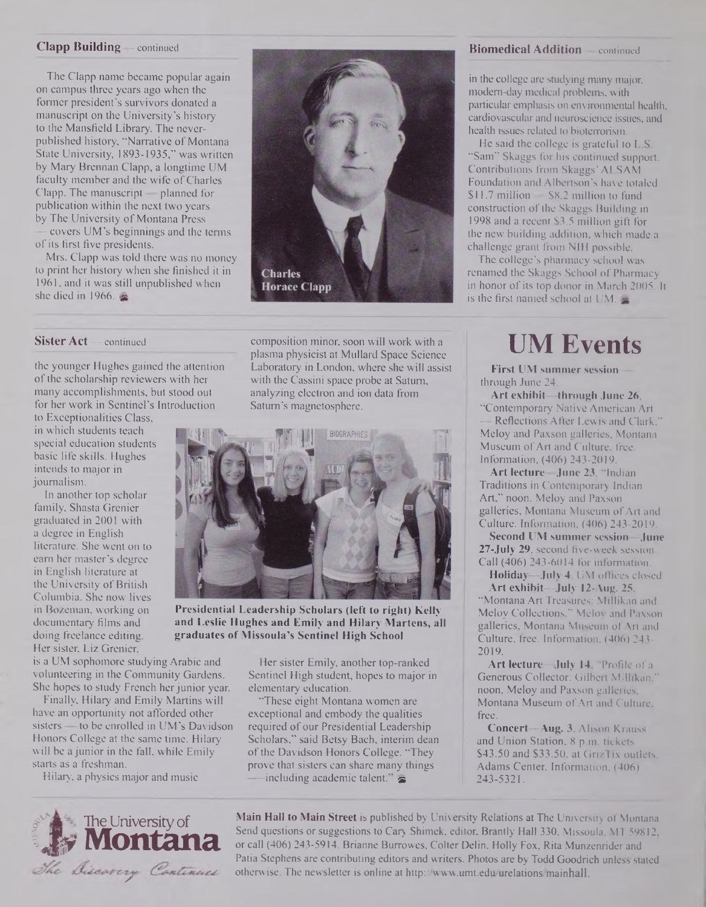## Clapp Building — continued

The Clapp name became popular again on campus three years ago when the former president's survivors donated a manuscript on the University's history to the Mansfield Library. The never-published history, "Narrative of Montana State University, 1893-1935," was written by Mary Brennan Clapp, a longtime UM faculty member and the wife of Charles Clapp. The manuscript — planned for publication within the next two years by The University of Montana Press — covers UM's beginnings and the terms of its first five presidents.

Mrs. Clapp was told there was no money to print her history when she finished it in 1961, and it was still unpublished when she died in 1966.

Charles Horace Clapp

## Biomedical Addition — continued

in the college are studying many major, modern-day medical problems, with particular emphasis on environmental health, cardiovascular and neuroscience issues, and health issues related to bioterrorism.

He said the college is grateful to L.S. "Sam" Skaggs for his continued support. Contributions from Skaggs' ALSAM Foundation and Albertson's have totaled $11.7 million — $8.2 million to fund construction of the Skaggs Building in 1998 and a recent $3.5 million gift for the new building addition, which made a challenge grant from NIH possible.

The college's pharmacy school was renamed the Skaggs School of Pharmacy in honor of its top donor in March 2005. It is the first named school at UM.

## Sister Act — continued

the younger Hughes gained the attention of the scholarship reviewers with her many accomplishments, but stood out for her work in Sentinel's Introduction to Exceptionalities Class, in which students teach special education students basic life skills. Hughes intends to major in journalism.

In another top scholar family, Shasta Grenier graduated in 2001 with a degree in English literature. She went on to earn her master's degree in English literature at the University of British Columbia. She now lives in Bozeman, working on documentary films and doing freelance editing. Her sister, Liz Grenier, is a UM sophomore studying Arabic and volunteering in the Community Gardens. She hopes to study French her junior year.

Finally, Hilary and Emily Martins will have an opportunity not afforded other sisters — to be enrolled in UM's Davidson Honors College at the same time. Hilary will be a junior in the fall, while Emily starts as a freshman.

Hilary, a physics major and music composition minor, soon will work with a plasma physicist at Mullard Space Science Laboratory in London, where she will assist with the Cassini space probe at Saturn, analyzing electron and ion data from Saturn's magnetosphere.

**Presidential Leadership Scholars (left to right) Kelly and Leslie Hughes and Emily and Hilary Martens, all graduates of Missoula's Sentinel High School**

Her sister Emily, another top-ranked Sentinel High student, hopes to major in elementary education.

"These eight Montana women are exceptional and embody the qualities required of our Presidential Leadership Scholars," said Betsy Bach, interim dean of the Davidson Honors College. "They prove that sisters can share many things — including academic talent."

# UM Events

**First UM summer session** — through June 24.

**Art exhibit — through June 26.** "Contemporary Native American Art — Reflections After Lewis and Clark," Meloy and Paxson galleries, Montana Museum of Art and Culture, free. Information, (406) 243-2019.

**Art lecture — June 23.** "Indian Traditions in Contemporary Indian Art," noon, Meloy and Paxson galleries, Montana Museum of Art and Culture. Information, (406) 243-2019.

**Second UM summer session — June 27-July 29**, second five-week session. Call (406) 243-6014 for information.

**Holiday — July 4.** UM offices closed.

**Art exhibit — July 12-Aug. 25.** "Montana Art Treasures: Millikan and Meloy Collections," Meloy and Paxson galleries, Montana Museum of Art and Culture, free. Information, (406) 243-2019.

**Art lecture — July 14.** "Profile of a Generous Collector: Gilbert Millikan," noon, Meloy and Paxson galleries, Montana Museum of Art and Culture, free.

**Concert — Aug. 3.** Alison Krauss and Union Station, 8 p.m., tickets $43.50 and $33.50, at GrizTix outlets, Adams Center. Information, (406) 243-5321.

The University of Montana — The Discovery Continues

**Main Hall to Main Street** is published by University Relations at The University of Montana. Send questions or suggestions to Cary Shimek, editor, Brantly Hall 330, Missoula, MT 59812, or call (406) 243-5914. Brianne Burrowes, Colter Delin, Holly Fox, Rita Munzenrider and Patia Stephens are contributing editors and writers. Photos are by Todd Goodrich unless stated otherwise. The newsletter is online at http://www.umt.edu/urelations/mainhall.